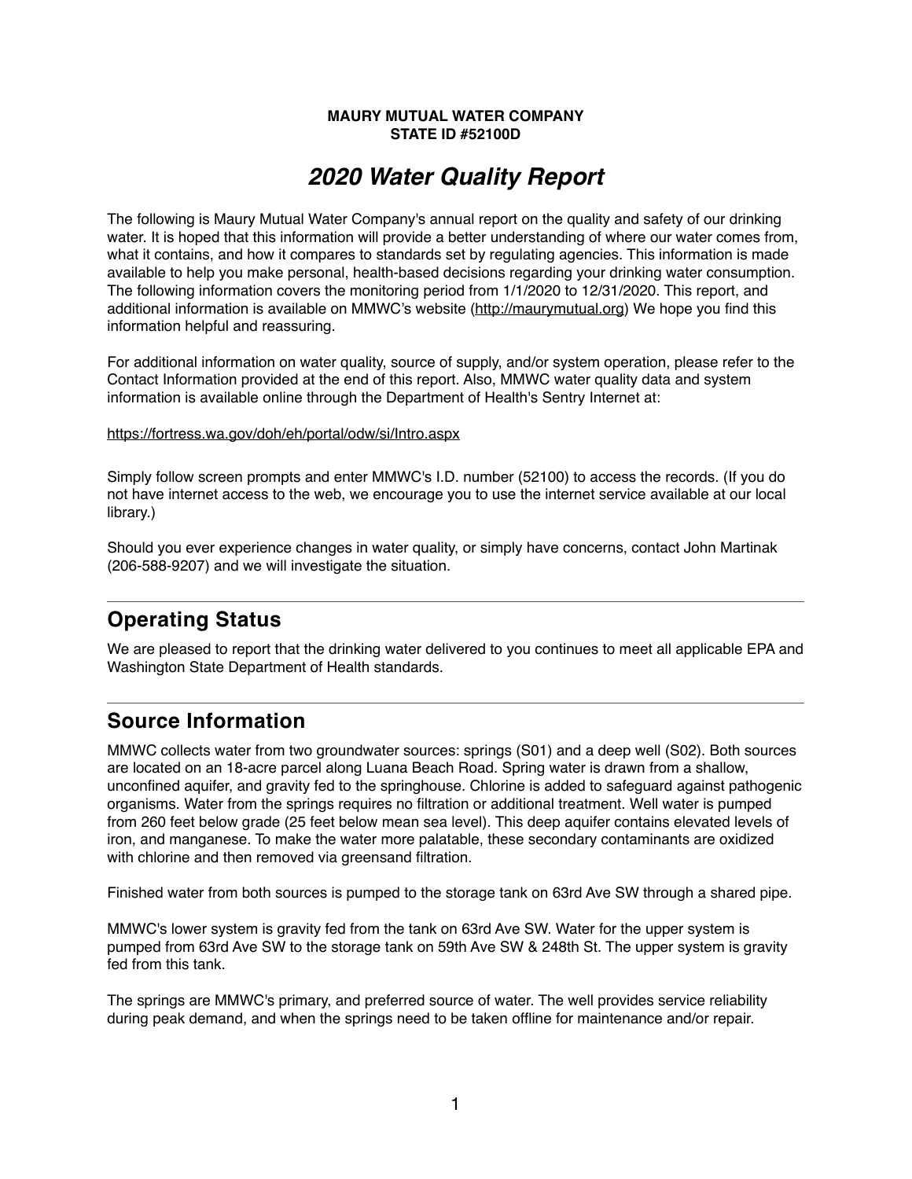**MAURY MUTUAL WATER COMPANY**
**STATE ID #52100D**

# *2020 Water Quality Report*

The following is Maury Mutual Water Company's annual report on the quality and safety of our drinking water. It is hoped that this information will provide a better understanding of where our water comes from, what it contains, and how it compares to standards set by regulating agencies. This information is made available to help you make personal, health-based decisions regarding your drinking water consumption. The following information covers the monitoring period from 1/1/2020 to 12/31/2020. This report, and additional information is available on MMWC's website (http://maurymutual.org) We hope you find this information helpful and reassuring.

For additional information on water quality, source of supply, and/or system operation, please refer to the Contact Information provided at the end of this report. Also, MMWC water quality data and system information is available online through the Department of Health's Sentry Internet at:

https://fortress.wa.gov/doh/eh/portal/odw/si/Intro.aspx

Simply follow screen prompts and enter MMWC's I.D. number (52100) to access the records. (If you do not have internet access to the web, we encourage you to use the internet service available at our local library.)

Should you ever experience changes in water quality, or simply have concerns, contact John Martinak (206-588-9207) and we will investigate the situation.

---

## Operating Status

We are pleased to report that the drinking water delivered to you continues to meet all applicable EPA and Washington State Department of Health standards.

---

## Source Information

MMWC collects water from two groundwater sources: springs (S01) and a deep well (S02). Both sources are located on an 18-acre parcel along Luana Beach Road. Spring water is drawn from a shallow, unconfined aquifer, and gravity fed to the springhouse. Chlorine is added to safeguard against pathogenic organisms. Water from the springs requires no filtration or additional treatment. Well water is pumped from 260 feet below grade (25 feet below mean sea level). This deep aquifer contains elevated levels of iron, and manganese. To make the water more palatable, these secondary contaminants are oxidized with chlorine and then removed via greensand filtration.

Finished water from both sources is pumped to the storage tank on 63rd Ave SW through a shared pipe.

MMWC's lower system is gravity fed from the tank on 63rd Ave SW. Water for the upper system is pumped from 63rd Ave SW to the storage tank on 59th Ave SW & 248th St. The upper system is gravity fed from this tank.

The springs are MMWC's primary, and preferred source of water. The well provides service reliability during peak demand, and when the springs need to be taken offline for maintenance and/or repair.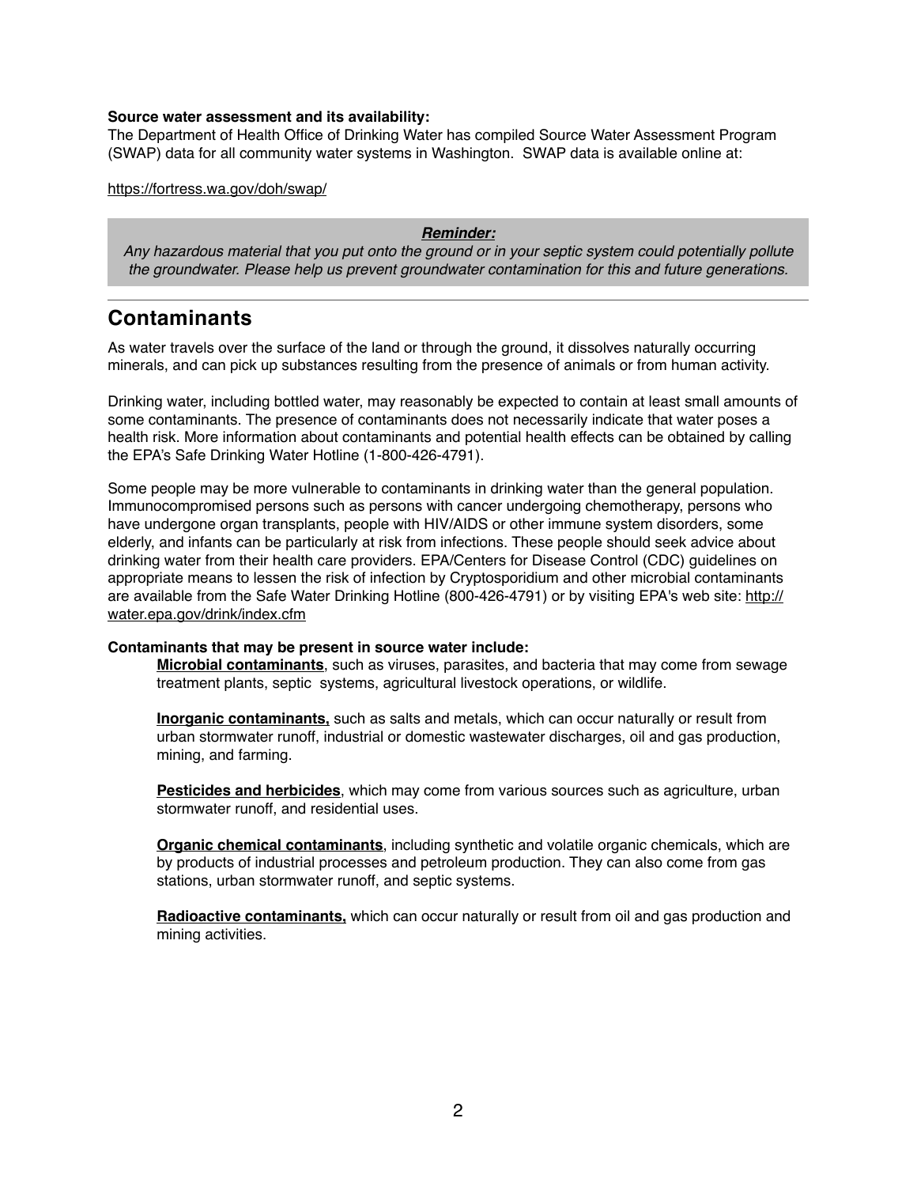**Source water assessment and its availability:**
The Department of Health Office of Drinking Water has compiled Source Water Assessment Program (SWAP) data for all community water systems in Washington. SWAP data is available online at:

https://fortress.wa.gov/doh/swap/

> ***Reminder:***
> *Any hazardous material that you put onto the ground or in your septic system could potentially pollute the groundwater. Please help us prevent groundwater contamination for this and future generations.*

---

## Contaminants

As water travels over the surface of the land or through the ground, it dissolves naturally occurring minerals, and can pick up substances resulting from the presence of animals or from human activity.

Drinking water, including bottled water, may reasonably be expected to contain at least small amounts of some contaminants. The presence of contaminants does not necessarily indicate that water poses a health risk. More information about contaminants and potential health effects can be obtained by calling the EPA's Safe Drinking Water Hotline (1-800-426-4791).

Some people may be more vulnerable to contaminants in drinking water than the general population. Immunocompromised persons such as persons with cancer undergoing chemotherapy, persons who have undergone organ transplants, people with HIV/AIDS or other immune system disorders, some elderly, and infants can be particularly at risk from infections. These people should seek advice about drinking water from their health care providers. EPA/Centers for Disease Control (CDC) guidelines on appropriate means to lessen the risk of infection by Cryptosporidium and other microbial contaminants are available from the Safe Water Drinking Hotline (800-426-4791) or by visiting EPA's web site: http://water.epa.gov/drink/index.cfm

**Contaminants that may be present in source water include:**

**Microbial contaminants**, such as viruses, parasites, and bacteria that may come from sewage treatment plants, septic systems, agricultural livestock operations, or wildlife.

**Inorganic contaminants,** such as salts and metals, which can occur naturally or result from urban stormwater runoff, industrial or domestic wastewater discharges, oil and gas production, mining, and farming.

**Pesticides and herbicides**, which may come from various sources such as agriculture, urban stormwater runoff, and residential uses.

**Organic chemical contaminants**, including synthetic and volatile organic chemicals, which are by products of industrial processes and petroleum production. They can also come from gas stations, urban stormwater runoff, and septic systems.

**Radioactive contaminants,** which can occur naturally or result from oil and gas production and mining activities.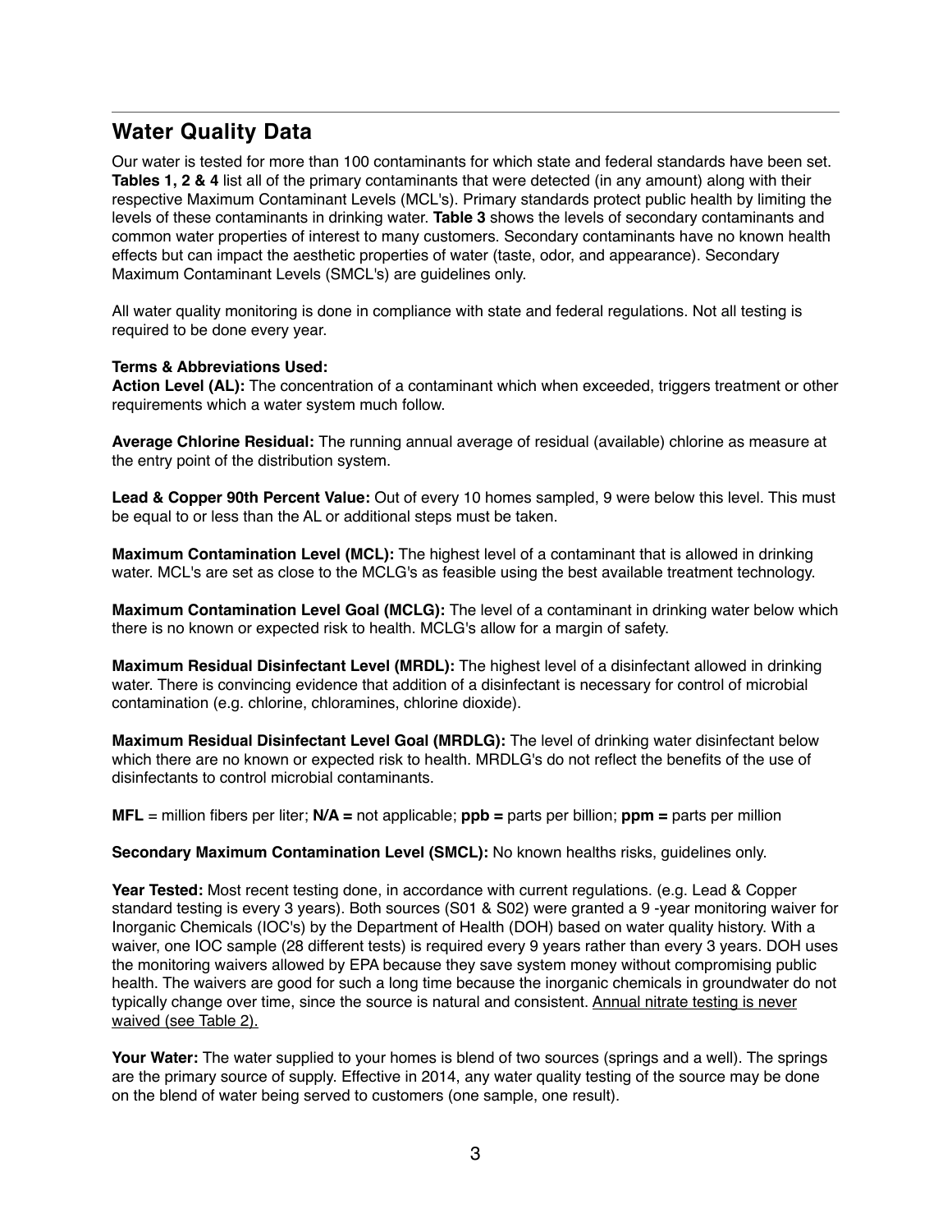## Water Quality Data

Our water is tested for more than 100 contaminants for which state and federal standards have been set. **Tables 1, 2 & 4** list all of the primary contaminants that were detected (in any amount) along with their respective Maximum Contaminant Levels (MCL's). Primary standards protect public health by limiting the levels of these contaminants in drinking water. **Table 3** shows the levels of secondary contaminants and common water properties of interest to many customers. Secondary contaminants have no known health effects but can impact the aesthetic properties of water (taste, odor, and appearance). Secondary Maximum Contaminant Levels (SMCL's) are guidelines only.

All water quality monitoring is done in compliance with state and federal regulations. Not all testing is required to be done every year.

**Terms & Abbreviations Used:**

**Action Level (AL):** The concentration of a contaminant which when exceeded, triggers treatment or other requirements which a water system much follow.

**Average Chlorine Residual:** The running annual average of residual (available) chlorine as measure at the entry point of the distribution system.

**Lead & Copper 90th Percent Value:** Out of every 10 homes sampled, 9 were below this level. This must be equal to or less than the AL or additional steps must be taken.

**Maximum Contamination Level (MCL):** The highest level of a contaminant that is allowed in drinking water. MCL's are set as close to the MCLG's as feasible using the best available treatment technology.

**Maximum Contamination Level Goal (MCLG):** The level of a contaminant in drinking water below which there is no known or expected risk to health. MCLG's allow for a margin of safety.

**Maximum Residual Disinfectant Level (MRDL):** The highest level of a disinfectant allowed in drinking water. There is convincing evidence that addition of a disinfectant is necessary for control of microbial contamination (e.g. chlorine, chloramines, chlorine dioxide).

**Maximum Residual Disinfectant Level Goal (MRDLG):** The level of drinking water disinfectant below which there are no known or expected risk to health. MRDLG's do not reflect the benefits of the use of disinfectants to control microbial contaminants.

**MFL** = million fibers per liter; **N/A =** not applicable; **ppb =** parts per billion; **ppm =** parts per million

**Secondary Maximum Contamination Level (SMCL):** No known healths risks, guidelines only.

**Year Tested:** Most recent testing done, in accordance with current regulations. (e.g. Lead & Copper standard testing is every 3 years). Both sources (S01 & S02) were granted a 9 -year monitoring waiver for Inorganic Chemicals (IOC's) by the Department of Health (DOH) based on water quality history. With a waiver, one IOC sample (28 different tests) is required every 9 years rather than every 3 years. DOH uses the monitoring waivers allowed by EPA because they save system money without compromising public health. The waivers are good for such a long time because the inorganic chemicals in groundwater do not typically change over time, since the source is natural and consistent. <u>Annual nitrate testing is never waived (see Table 2).</u>

**Your Water:** The water supplied to your homes is blend of two sources (springs and a well). The springs are the primary source of supply. Effective in 2014, any water quality testing of the source may be done on the blend of water being served to customers (one sample, one result).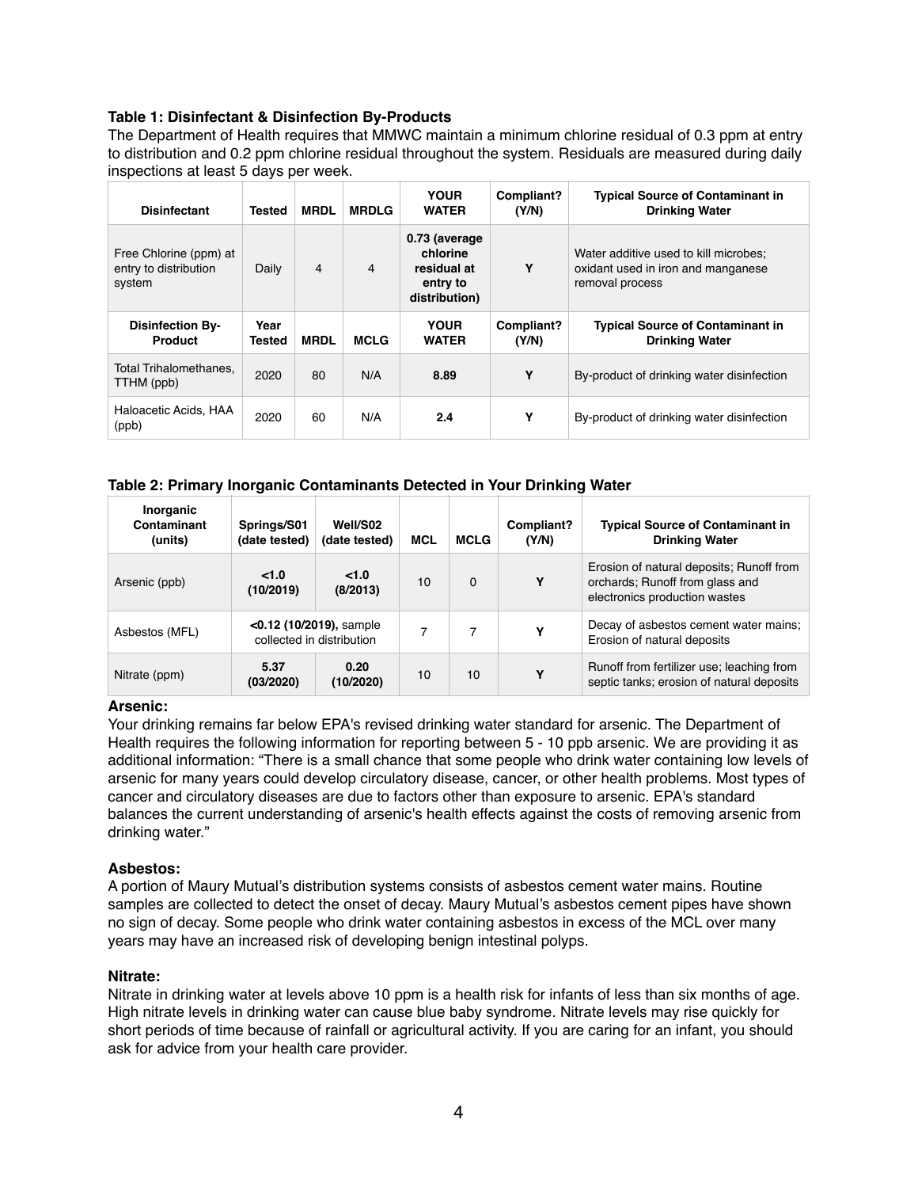**Table 1: Disinfectant & Disinfection By-Products**

The Department of Health requires that MMWC maintain a minimum chlorine residual of 0.3 ppm at entry to distribution and 0.2 ppm chlorine residual throughout the system. Residuals are measured during daily inspections at least 5 days per week.

| Disinfectant | Tested | MRDL | MRDLG | YOUR WATER | Compliant? (Y/N) | Typical Source of Contaminant in Drinking Water |
|---|---|---|---|---|---|---|
| Free Chlorine (ppm) at entry to distribution system | Daily | 4 | 4 | **0.73 (average chlorine residual at entry to distribution)** | **Y** | Water additive used to kill microbes; oxidant used in iron and manganese removal process |
| **Disinfection By-Product** | **Year Tested** | **MRDL** | **MCLG** | **YOUR WATER** | **Compliant? (Y/N)** | **Typical Source of Contaminant in Drinking Water** |
| Total Trihalomethanes, TTHM (ppb) | 2020 | 80 | N/A | **8.89** | **Y** | By-product of drinking water disinfection |
| Haloacetic Acids, HAA (ppb) | 2020 | 60 | N/A | **2.4** | **Y** | By-product of drinking water disinfection |

**Table 2: Primary Inorganic Contaminants Detected in Your Drinking Water**

| Inorganic Contaminant (units) | Springs/S01 (date tested) | Well/S02 (date tested) | MCL | MCLG | Compliant? (Y/N) | Typical Source of Contaminant in Drinking Water |
|---|---|---|---|---|---|---|
| Arsenic (ppb) | **<1.0 (10/2019)** | **<1.0 (8/2013)** | 10 | 0 | **Y** | Erosion of natural deposits; Runoff from orchards; Runoff from glass and electronics production wastes |
| Asbestos (MFL) | **<0.12 (10/2019),** sample collected in distribution | | 7 | 7 | **Y** | Decay of asbestos cement water mains; Erosion of natural deposits |
| Nitrate (ppm) | **5.37 (03/2020)** | **0.20 (10/2020)** | 10 | 10 | **Y** | Runoff from fertilizer use; leaching from septic tanks; erosion of natural deposits |

**Arsenic:**

Your drinking remains far below EPA's revised drinking water standard for arsenic. The Department of Health requires the following information for reporting between 5 - 10 ppb arsenic. We are providing it as additional information: "There is a small chance that some people who drink water containing low levels of arsenic for many years could develop circulatory disease, cancer, or other health problems. Most types of cancer and circulatory diseases are due to factors other than exposure to arsenic. EPA's standard balances the current understanding of arsenic's health effects against the costs of removing arsenic from drinking water."

**Asbestos:**

A portion of Maury Mutual's distribution systems consists of asbestos cement water mains. Routine samples are collected to detect the onset of decay. Maury Mutual's asbestos cement pipes have shown no sign of decay. Some people who drink water containing asbestos in excess of the MCL over many years may have an increased risk of developing benign intestinal polyps.

**Nitrate:**

Nitrate in drinking water at levels above 10 ppm is a health risk for infants of less than six months of age. High nitrate levels in drinking water can cause blue baby syndrome. Nitrate levels may rise quickly for short periods of time because of rainfall or agricultural activity. If you are caring for an infant, you should ask for advice from your health care provider.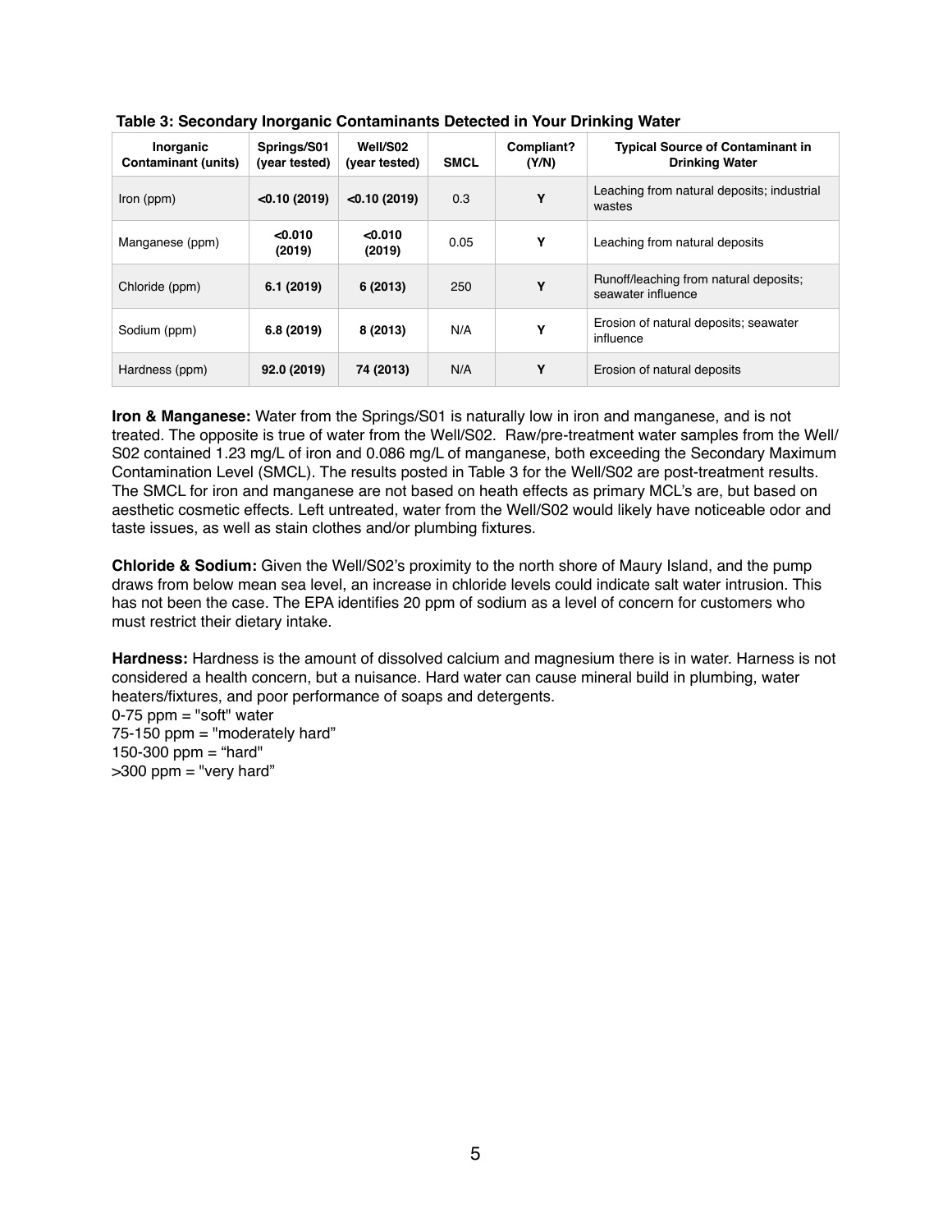**Table 3: Secondary Inorganic Contaminants Detected in Your Drinking Water**

| Inorganic Contaminant (units) | Springs/S01 (year tested) | Well/S02 (year tested) | SMCL | Compliant? (Y/N) | Typical Source of Contaminant in Drinking Water |
|---|---|---|---|---|---|
| Iron (ppm) | **<0.10 (2019)** | **<0.10 (2019)** | 0.3 | **Y** | Leaching from natural deposits; industrial wastes |
| Manganese (ppm) | **<0.010 (2019)** | **<0.010 (2019)** | 0.05 | **Y** | Leaching from natural deposits |
| Chloride (ppm) | **6.1 (2019)** | **6 (2013)** | 250 | **Y** | Runoff/leaching from natural deposits; seawater influence |
| Sodium (ppm) | **6.8 (2019)** | **8 (2013)** | N/A | **Y** | Erosion of natural deposits; seawater influence |
| Hardness (ppm) | **92.0 (2019)** | **74 (2013)** | N/A | **Y** | Erosion of natural deposits |

**Iron & Manganese:** Water from the Springs/S01 is naturally low in iron and manganese, and is not treated. The opposite is true of water from the Well/S02. Raw/pre-treatment water samples from the Well/S02 contained 1.23 mg/L of iron and 0.086 mg/L of manganese, both exceeding the Secondary Maximum Contamination Level (SMCL). The results posted in Table 3 for the Well/S02 are post-treatment results. The SMCL for iron and manganese are not based on heath effects as primary MCL's are, but based on aesthetic cosmetic effects. Left untreated, water from the Well/S02 would likely have noticeable odor and taste issues, as well as stain clothes and/or plumbing fixtures.

**Chloride & Sodium:** Given the Well/S02's proximity to the north shore of Maury Island, and the pump draws from below mean sea level, an increase in chloride levels could indicate salt water intrusion. This has not been the case. The EPA identifies 20 ppm of sodium as a level of concern for customers who must restrict their dietary intake.

**Hardness:** Hardness is the amount of dissolved calcium and magnesium there is in water. Harness is not considered a health concern, but a nuisance. Hard water can cause mineral build in plumbing, water heaters/fixtures, and poor performance of soaps and detergents.

0-75 ppm = "soft" water
75-150 ppm = "moderately hard"
150-300 ppm = "hard"
>300 ppm = "very hard"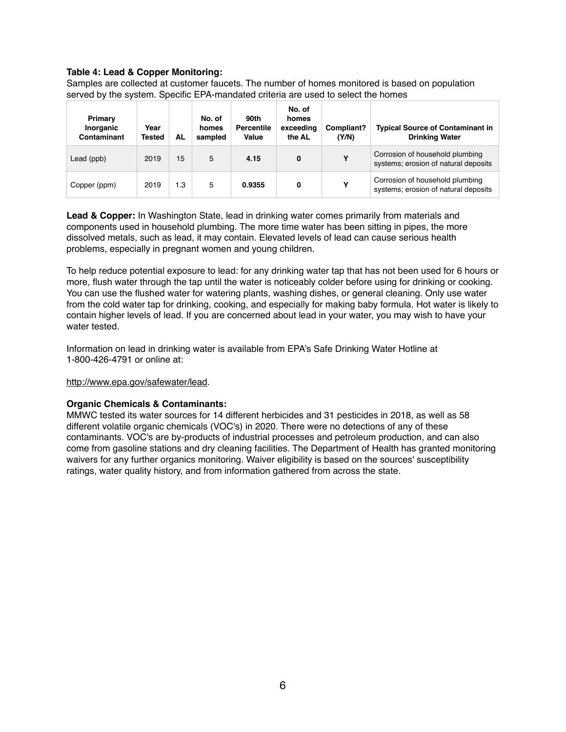**Table 4: Lead & Copper Monitoring:**

Samples are collected at customer faucets. The number of homes monitored is based on population served by the system. Specific EPA-mandated criteria are used to select the homes

| Primary Inorganic Contaminant | Year Tested | AL | No. of homes sampled | 90th Percentile Value | No. of homes exceeding the AL | Compliant? (Y/N) | Typical Source of Contaminant in Drinking Water |
|---|---|---|---|---|---|---|---|
| Lead (ppb) | 2019 | 15 | 5 | **4.15** | **0** | **Y** | Corrosion of household plumbing systems; erosion of natural deposits |
| Copper (ppm) | 2019 | 1.3 | 5 | **0.9355** | **0** | **Y** | Corrosion of household plumbing systems; erosion of natural deposits |

**Lead & Copper:** In Washington State, lead in drinking water comes primarily from materials and components used in household plumbing. The more time water has been sitting in pipes, the more dissolved metals, such as lead, it may contain. Elevated levels of lead can cause serious health problems, especially in pregnant women and young children.

To help reduce potential exposure to lead: for any drinking water tap that has not been used for 6 hours or more, flush water through the tap until the water is noticeably colder before using for drinking or cooking. You can use the flushed water for watering plants, washing dishes, or general cleaning. Only use water from the cold water tap for drinking, cooking, and especially for making baby formula. Hot water is likely to contain higher levels of lead. If you are concerned about lead in your water, you may wish to have your water tested.

Information on lead in drinking water is available from EPA's Safe Drinking Water Hotline at 1-800-426-4791 or online at:

http://www.epa.gov/safewater/lead.

**Organic Chemicals & Contaminants:**

MMWC tested its water sources for 14 different herbicides and 31 pesticides in 2018, as well as 58 different volatile organic chemicals (VOC's) in 2020. There were no detections of any of these contaminants. VOC's are by-products of industrial processes and petroleum production, and can also come from gasoline stations and dry cleaning facilities. The Department of Health has granted monitoring waivers for any further organics monitoring. Waiver eligibility is based on the sources' susceptibility ratings, water quality history, and from information gathered from across the state.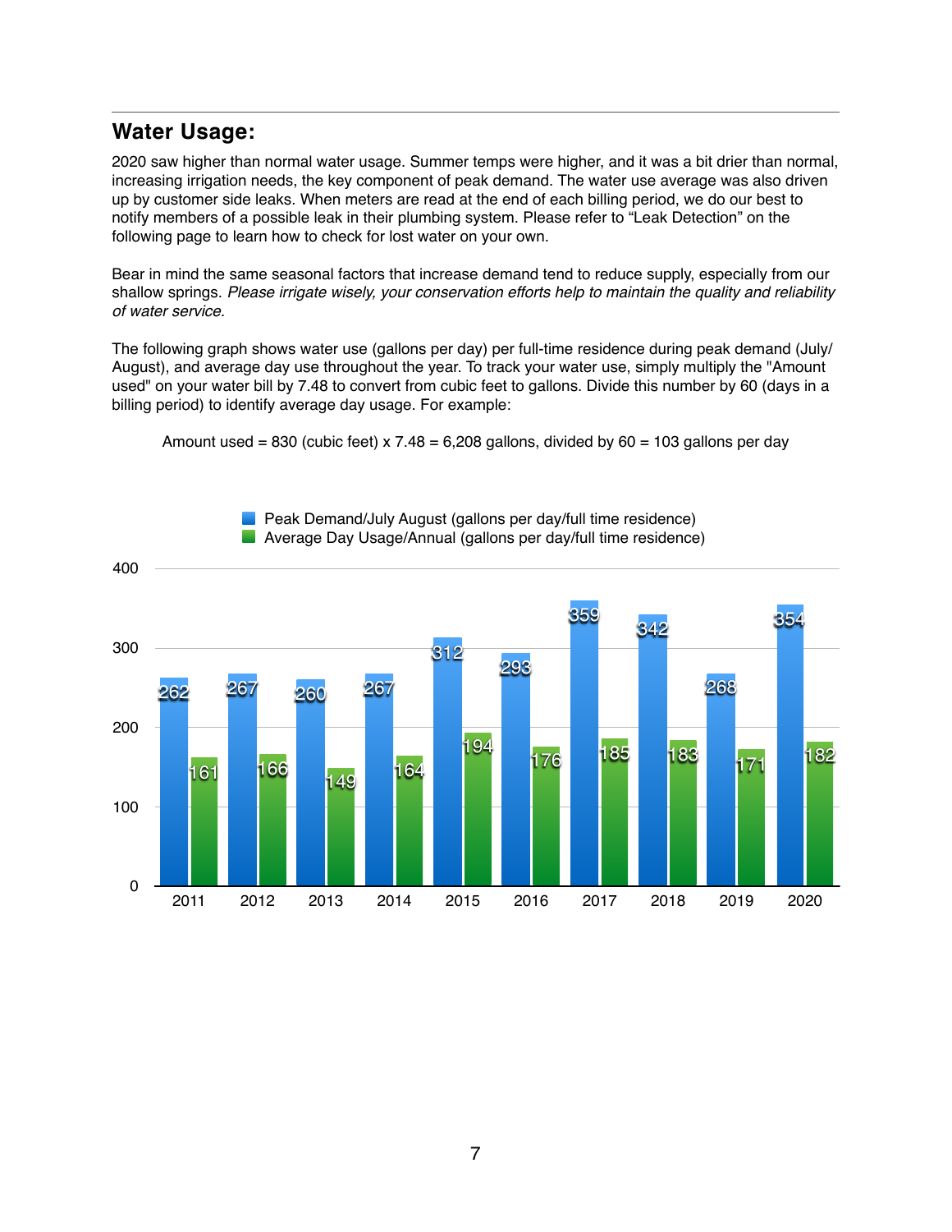## Water Usage:

2020 saw higher than normal water usage. Summer temps were higher, and it was a bit drier than normal, increasing irrigation needs, the key component of peak demand. The water use average was also driven up by customer side leaks. When meters are read at the end of each billing period, we do our best to notify members of a possible leak in their plumbing system. Please refer to “Leak Detection” on the following page to learn how to check for lost water on your own.

Bear in mind the same seasonal factors that increase demand tend to reduce supply, especially from our shallow springs. *Please irrigate wisely, your conservation efforts help to maintain the quality and reliability of water service.*

The following graph shows water use (gallons per day) per full-time residence during peak demand (July/August), and average day use throughout the year. To track your water use, simply multiply the "Amount used" on your water bill by 7.48 to convert from cubic feet to gallons. Divide this number by 60 (days in a billing period) to identify average day usage. For example:

Amount used = 830 (cubic feet) x 7.48 = 6,208 gallons, divided by 60 = 103 gallons per day

| Year | Peak Demand/July August (gallons per day/full time residence) | Average Day Usage/Annual (gallons per day/full time residence) |
|---|---|---|
| 2011 | 262 | 161 |
| 2012 | 267 | 166 |
| 2013 | 260 | 149 |
| 2014 | 267 | 164 |
| 2015 | 312 | 194 |
| 2016 | 293 | 176 |
| 2017 | 359 | 185 |
| 2018 | 342 | 183 |
| 2019 | 268 | 171 |
| 2020 | 354 | 182 |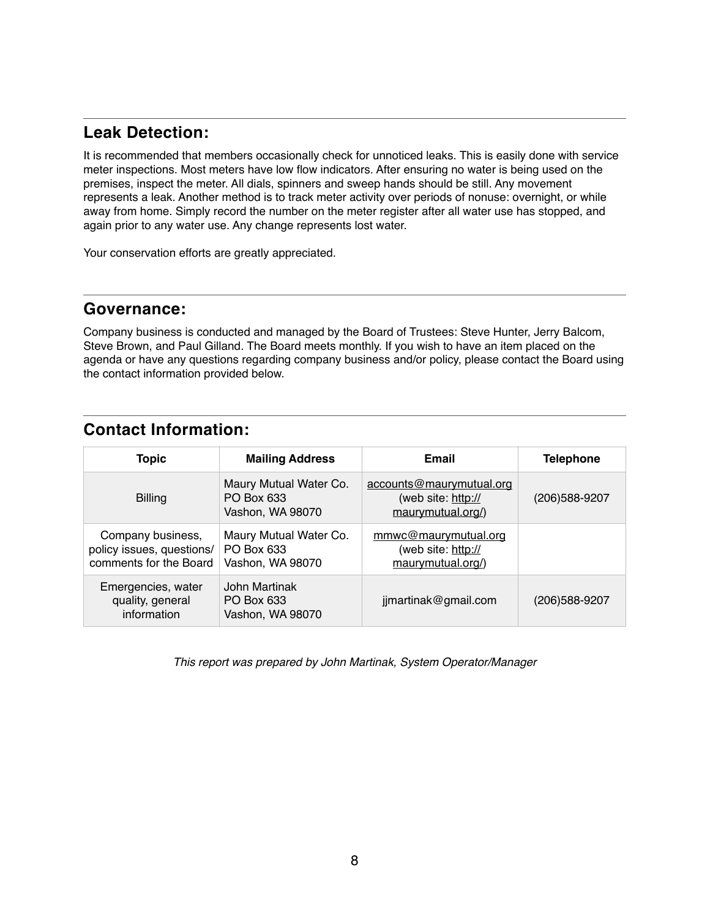## Leak Detection:

It is recommended that members occasionally check for unnoticed leaks. This is easily done with service meter inspections. Most meters have low flow indicators. After ensuring no water is being used on the premises, inspect the meter. All dials, spinners and sweep hands should be still. Any movement represents a leak. Another method is to track meter activity over periods of nonuse: overnight, or while away from home. Simply record the number on the meter register after all water use has stopped, and again prior to any water use. Any change represents lost water.

Your conservation efforts are greatly appreciated.

## Governance:

Company business is conducted and managed by the Board of Trustees: Steve Hunter, Jerry Balcom, Steve Brown, and Paul Gilland. The Board meets monthly. If you wish to have an item placed on the agenda or have any questions regarding company business and/or policy, please contact the Board using the contact information provided below.

## Contact Information:

| Topic | Mailing Address | Email | Telephone |
|---|---|---|---|
| Billing | Maury Mutual Water Co.<br>PO Box 633<br>Vashon, WA 98070 | accounts@maurymutual.org<br>(web site: http://maurymutual.org/) | (206)588-9207 |
| Company business, policy issues, questions/ comments for the Board | Maury Mutual Water Co.<br>PO Box 633<br>Vashon, WA 98070 | mmwc@maurymutual.org<br>(web site: http://maurymutual.org/) | |
| Emergencies, water quality, general information | John Martinak<br>PO Box 633<br>Vashon, WA 98070 | jjmartinak@gmail.com | (206)588-9207 |

*This report was prepared by John Martinak, System Operator/Manager*